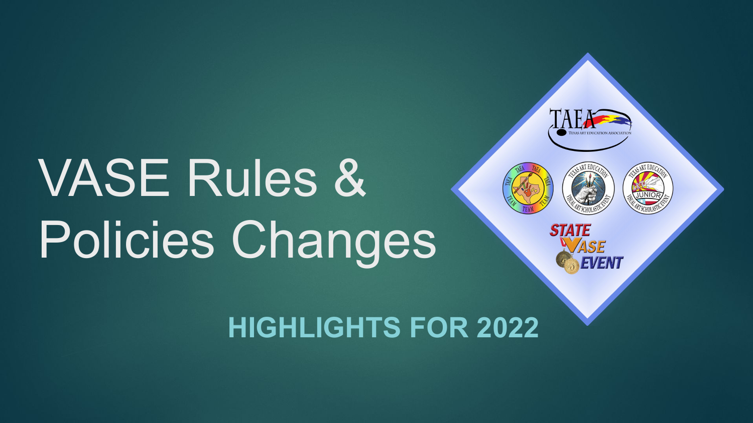# VASE Rules & Policies Changes

## HIGHLIGHTS FOR 2022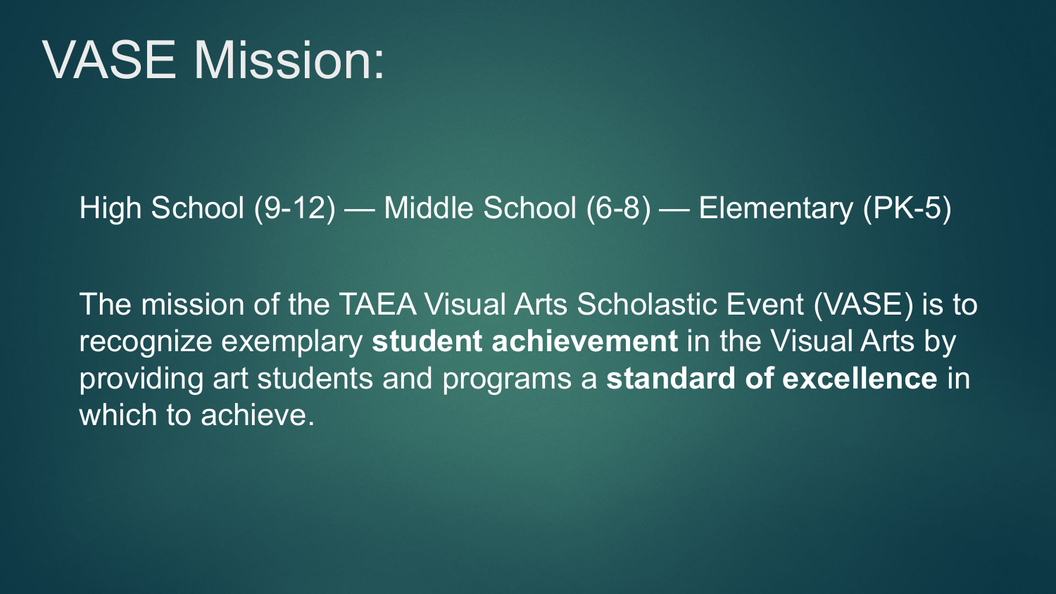# VASE Mission:

High School (9-12) — Middle School (6-8) — Elementary (PK-5)

The mission of the TAEA Visual Arts Scholastic Event (VASE) is to recognize exemplary **student achievement** in the Visual Arts by providing art students and programs a **standard of excellence** in which to achieve.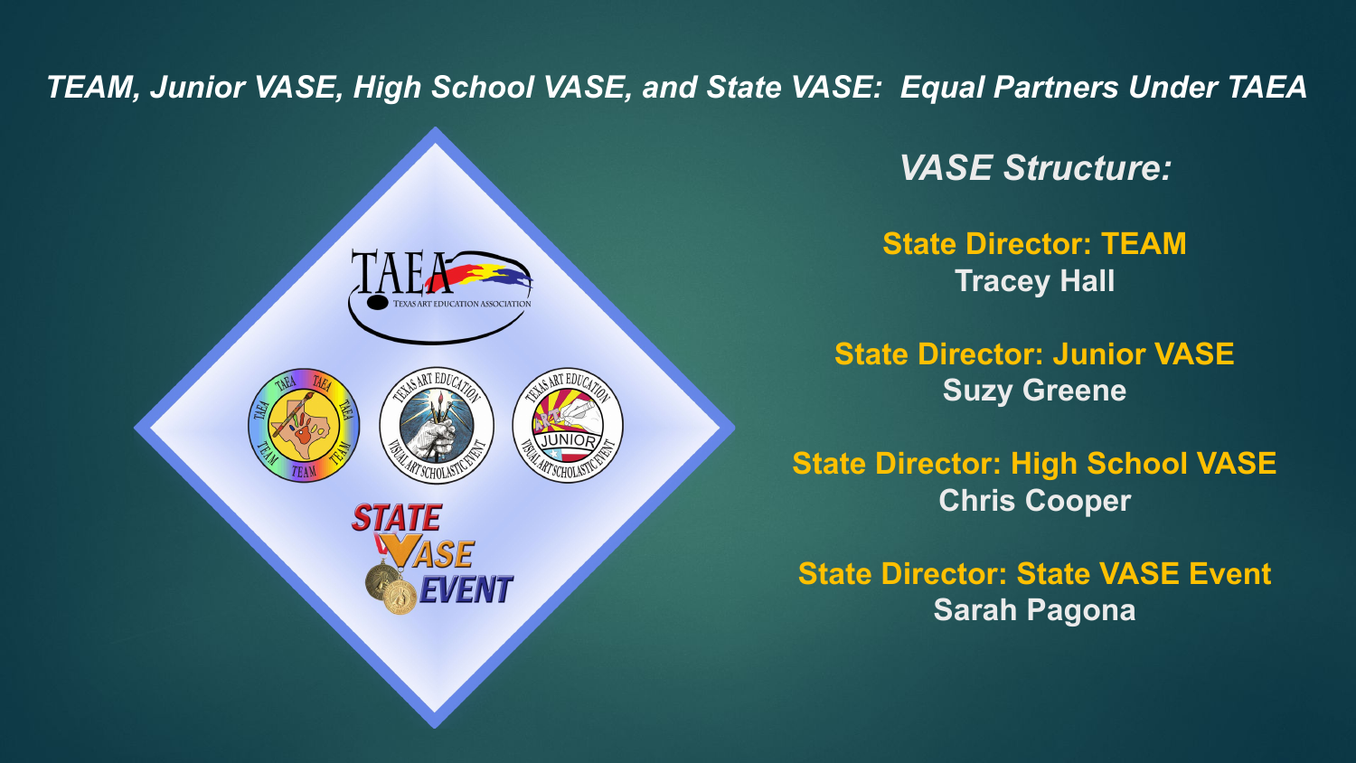# *TEAM, Junior VASE, High School VASE, and State VASE: Equal Partners Under TAEA*

## *VASE Structure:*

**State Director: TEAM**
**Tracey Hall**

**State Director: Junior VASE**
**Suzy Greene**

**State Director: High School VASE**
**Chris Cooper**

**State Director: State VASE Event**
**Sarah Pagona**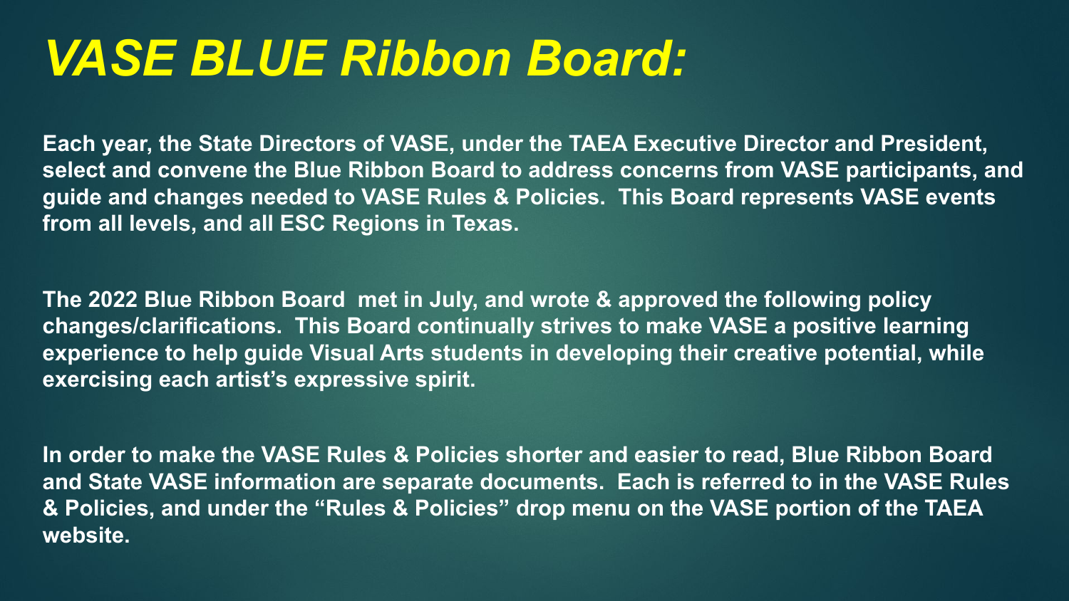# *VASE BLUE Ribbon Board:*

**Each year, the State Directors of VASE, under the TAEA Executive Director and President, select and convene the Blue Ribbon Board to address concerns from VASE participants, and guide and changes needed to VASE Rules & Policies. This Board represents VASE events from all levels, and all ESC Regions in Texas.**

**The 2022 Blue Ribbon Board met in July, and wrote & approved the following policy changes/clarifications. This Board continually strives to make VASE a positive learning experience to help guide Visual Arts students in developing their creative potential, while exercising each artist's expressive spirit.**

**In order to make the VASE Rules & Policies shorter and easier to read, Blue Ribbon Board and State VASE information are separate documents. Each is referred to in the VASE Rules & Policies, and under the "Rules & Policies" drop menu on the VASE portion of the TAEA website.**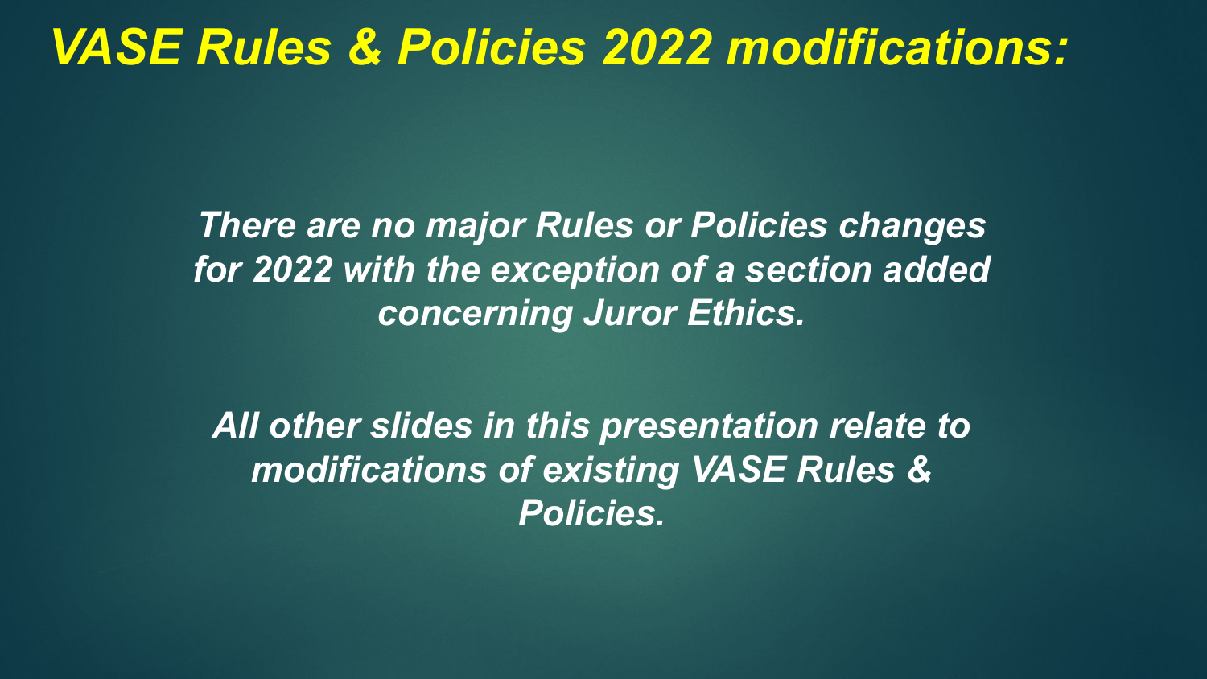# *VASE Rules & Policies 2022 modifications:*

***There are no major Rules or Policies changes for 2022 with the exception of a section added concerning Juror Ethics.***

***All other slides in this presentation relate to modifications of existing VASE Rules & Policies.***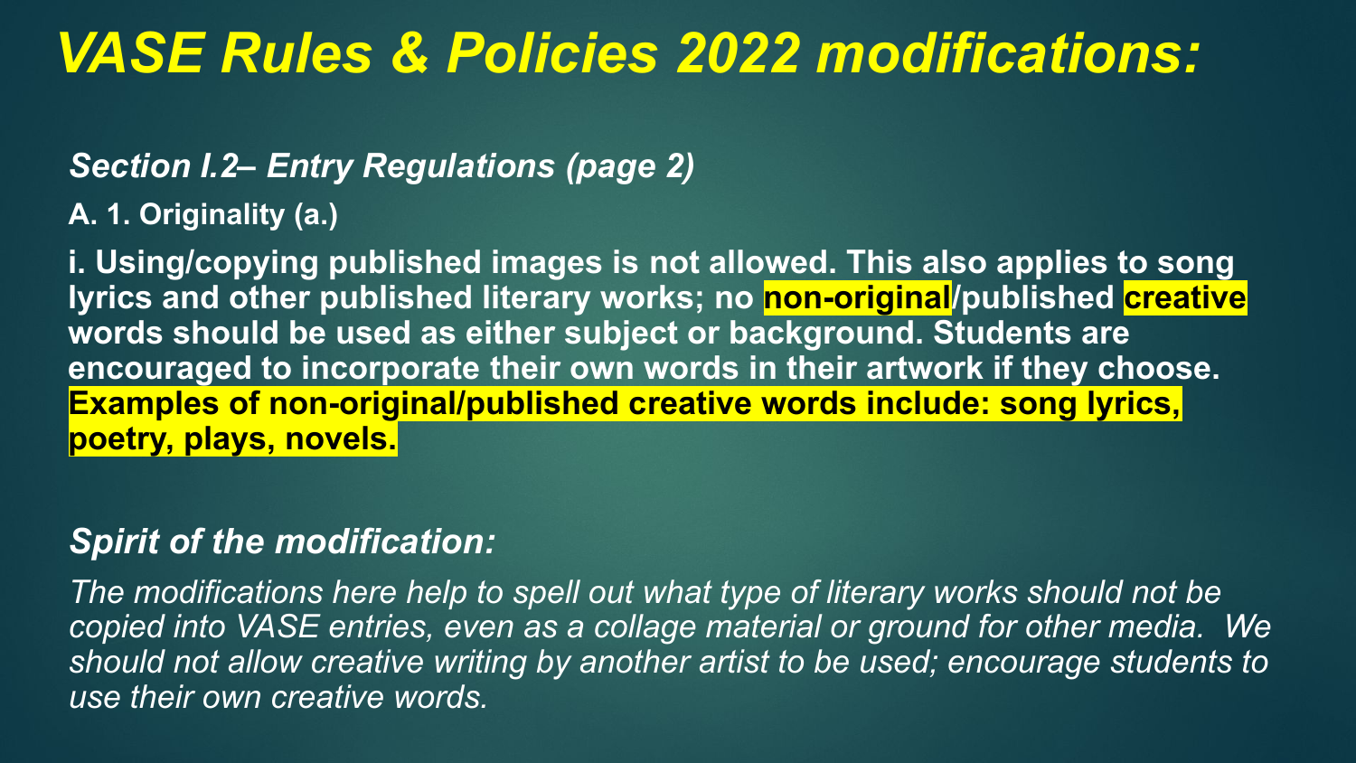# *VASE Rules & Policies 2022 modifications:*

***Section I.2– Entry Regulations (page 2)***

**A. 1. Originality (a.)**

**i. Using/copying published images is not allowed. This also applies to song lyrics and other published literary works; no non-original/published creative words should be used as either subject or background. Students are encouraged to incorporate their own words in their artwork if they choose. Examples of non-original/published creative words include: song lyrics, poetry, plays, novels.**

***Spirit of the modification:***

*The modifications here help to spell out what type of literary works should not be copied into VASE entries, even as a collage material or ground for other media. We should not allow creative writing by another artist to be used; encourage students to use their own creative words.*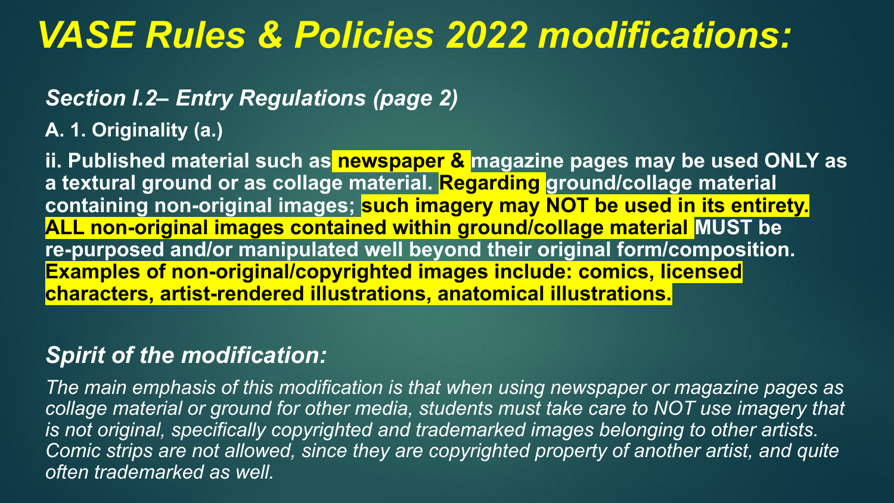# *VASE Rules & Policies 2022 modifications:*

### *Section I.2– Entry Regulations (page 2)*

**A. 1. Originality (a.)**

**ii. Published material such as newspaper & magazine pages may be used ONLY as a textural ground or as collage material. Regarding ground/collage material containing non-original images; such imagery may NOT be used in its entirety. ALL non-original images contained within ground/collage material MUST be re-purposed and/or manipulated well beyond their original form/composition. Examples of non-original/copyrighted images include: comics, licensed characters, artist-rendered illustrations, anatomical illustrations.**

### *Spirit of the modification:*

*The main emphasis of this modification is that when using newspaper or magazine pages as collage material or ground for other media, students must take care to NOT use imagery that is not original, specifically copyrighted and trademarked images belonging to other artists. Comic strips are not allowed, since they are copyrighted property of another artist, and quite often trademarked as well.*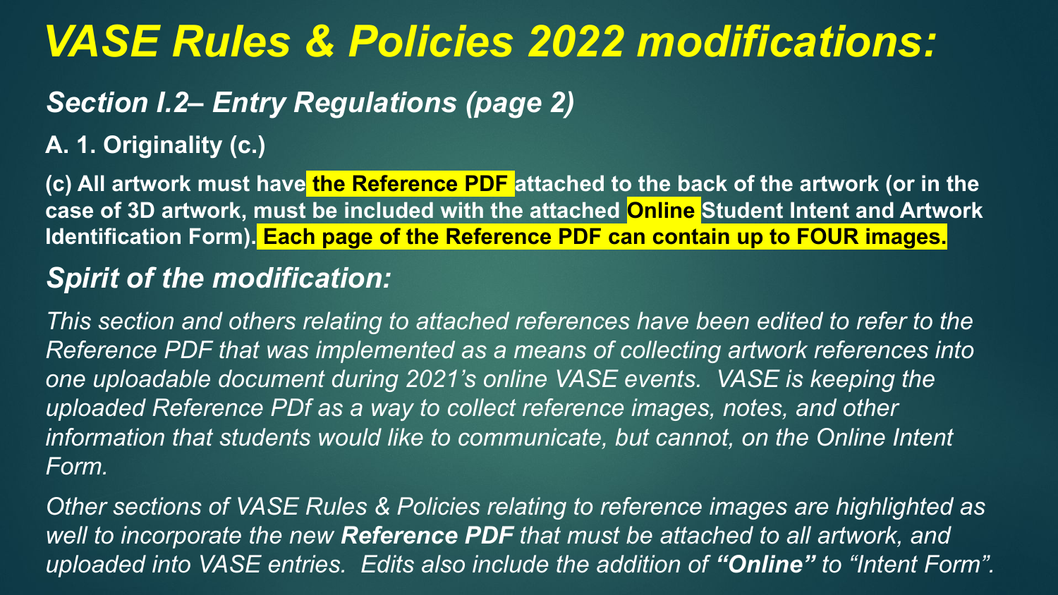# *VASE Rules & Policies 2022 modifications:*

## *Section I.2– Entry Regulations (page 2)*

**A. 1. Originality (c.)**

**(c) All artwork must have the Reference PDF attached to the back of the artwork (or in the case of 3D artwork, must be included with the attached Online Student Intent and Artwork Identification Form). Each page of the Reference PDF can contain up to FOUR images.**

## *Spirit of the modification:*

*This section and others relating to attached references have been edited to refer to the Reference PDF that was implemented as a means of collecting artwork references into one uploadable document during 2021's online VASE events. VASE is keeping the uploaded Reference PDf as a way to collect reference images, notes, and other information that students would like to communicate, but cannot, on the Online Intent Form.*

*Other sections of VASE Rules & Policies relating to reference images are highlighted as well to incorporate the new **Reference PDF** that must be attached to all artwork, and uploaded into VASE entries. Edits also include the addition of **"Online"** to "Intent Form".*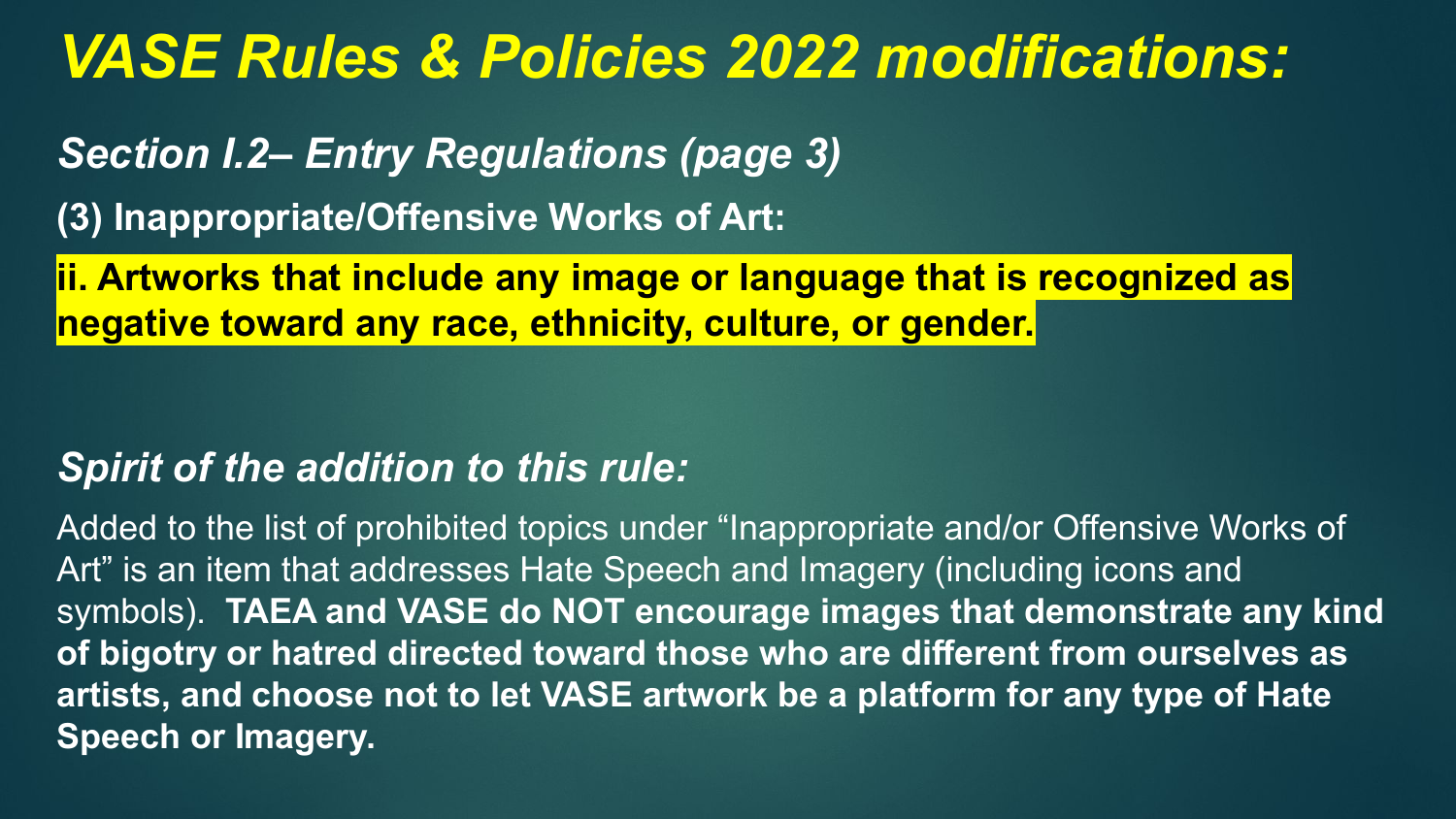# *VASE Rules & Policies 2022 modifications:*

## *Section I.2– Entry Regulations (page 3)*

**(3) Inappropriate/Offensive Works of Art:**

**ii. Artworks that include any image or language that is recognized as negative toward any race, ethnicity, culture, or gender.**

## *Spirit of the addition to this rule:*

Added to the list of prohibited topics under “Inappropriate and/or Offensive Works of Art” is an item that addresses Hate Speech and Imagery (including icons and symbols). **TAEA and VASE do NOT encourage images that demonstrate any kind of bigotry or hatred directed toward those who are different from ourselves as artists, and choose not to let VASE artwork be a platform for any type of Hate Speech or Imagery.**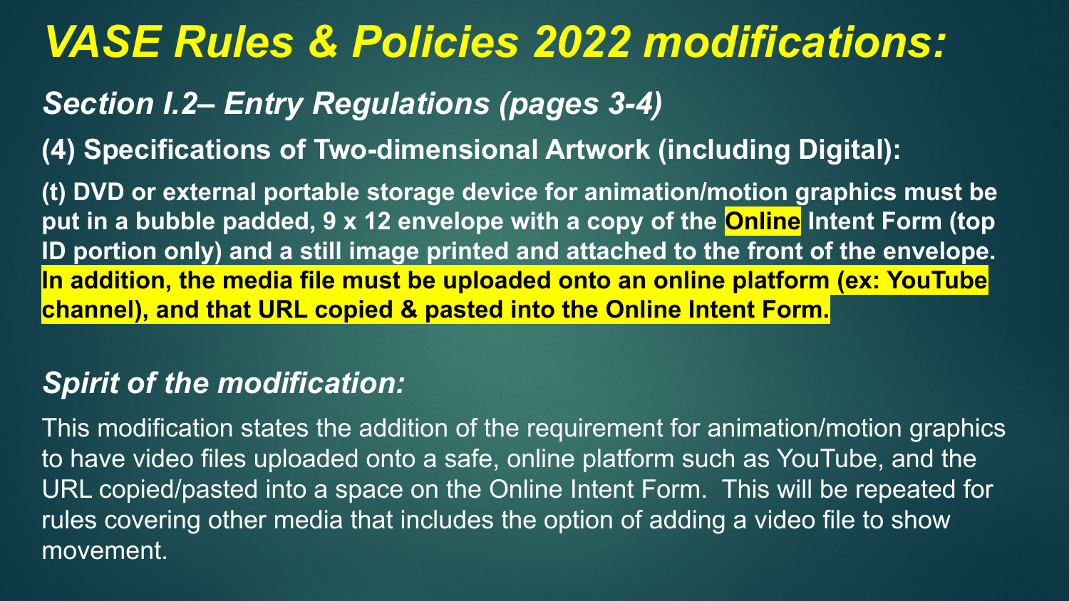# *VASE Rules & Policies 2022 modifications:*

## *Section I.2– Entry Regulations (pages 3-4)*

### (4) Specifications of Two-dimensional Artwork (including Digital):

**(t) DVD or external portable storage device for animation/motion graphics must be put in a bubble padded, 9 x 12 envelope with a copy of the Online Intent Form (top ID portion only) and a still image printed and attached to the front of the envelope. In addition, the media file must be uploaded onto an online platform (ex: YouTube channel), and that URL copied & pasted into the Online Intent Form.**

## *Spirit of the modification:*

This modification states the addition of the requirement for animation/motion graphics to have video files uploaded onto a safe, online platform such as YouTube, and the URL copied/pasted into a space on the Online Intent Form. This will be repeated for rules covering other media that includes the option of adding a video file to show movement.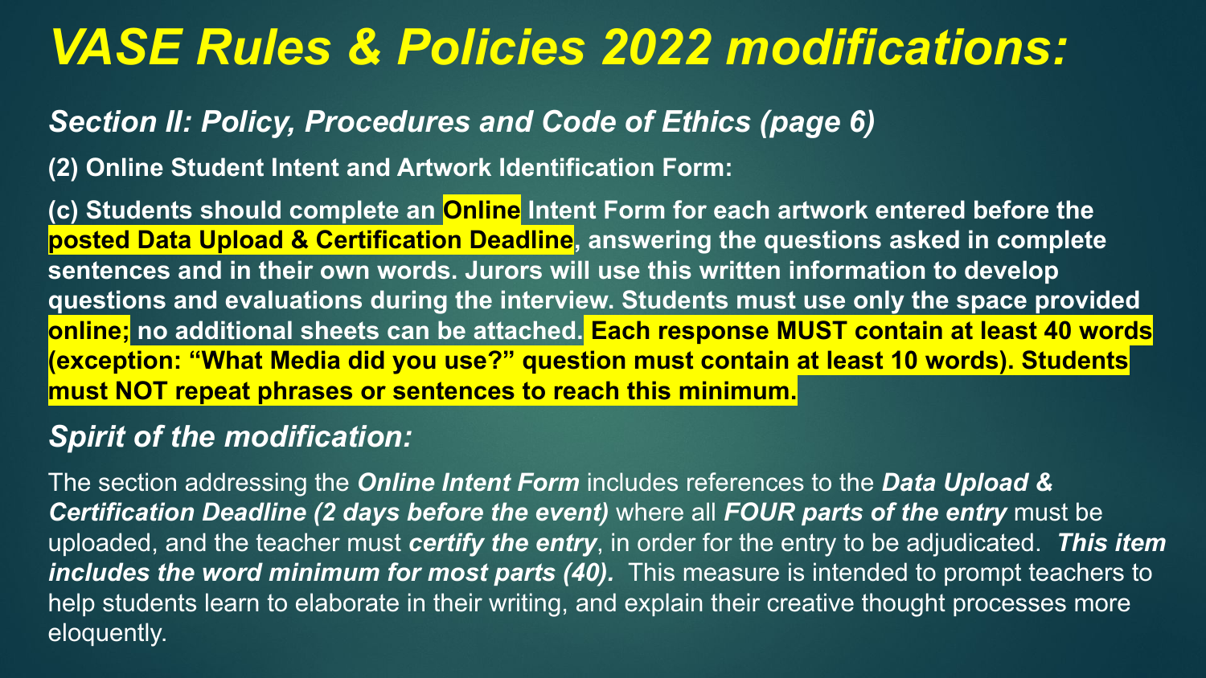# *VASE Rules & Policies 2022 modifications:*

## *Section II: Policy, Procedures and Code of Ethics (page 6)*

**(2) Online Student Intent and Artwork Identification Form:**

**(c) Students should complete an Online Intent Form for each artwork entered before the posted Data Upload & Certification Deadline, answering the questions asked in complete sentences and in their own words. Jurors will use this written information to develop questions and evaluations during the interview. Students must use only the space provided online; no additional sheets can be attached. Each response MUST contain at least 40 words (exception: "What Media did you use?" question must contain at least 10 words). Students must NOT repeat phrases or sentences to reach this minimum.**

## *Spirit of the modification:*

The section addressing the ***Online Intent Form*** includes references to the ***Data Upload & Certification Deadline (2 days before the event)*** where all ***FOUR parts of the entry*** must be uploaded, and the teacher must ***certify the entry***, in order for the entry to be adjudicated. ***This item includes the word minimum for most parts (40).*** This measure is intended to prompt teachers to help students learn to elaborate in their writing, and explain their creative thought processes more eloquently.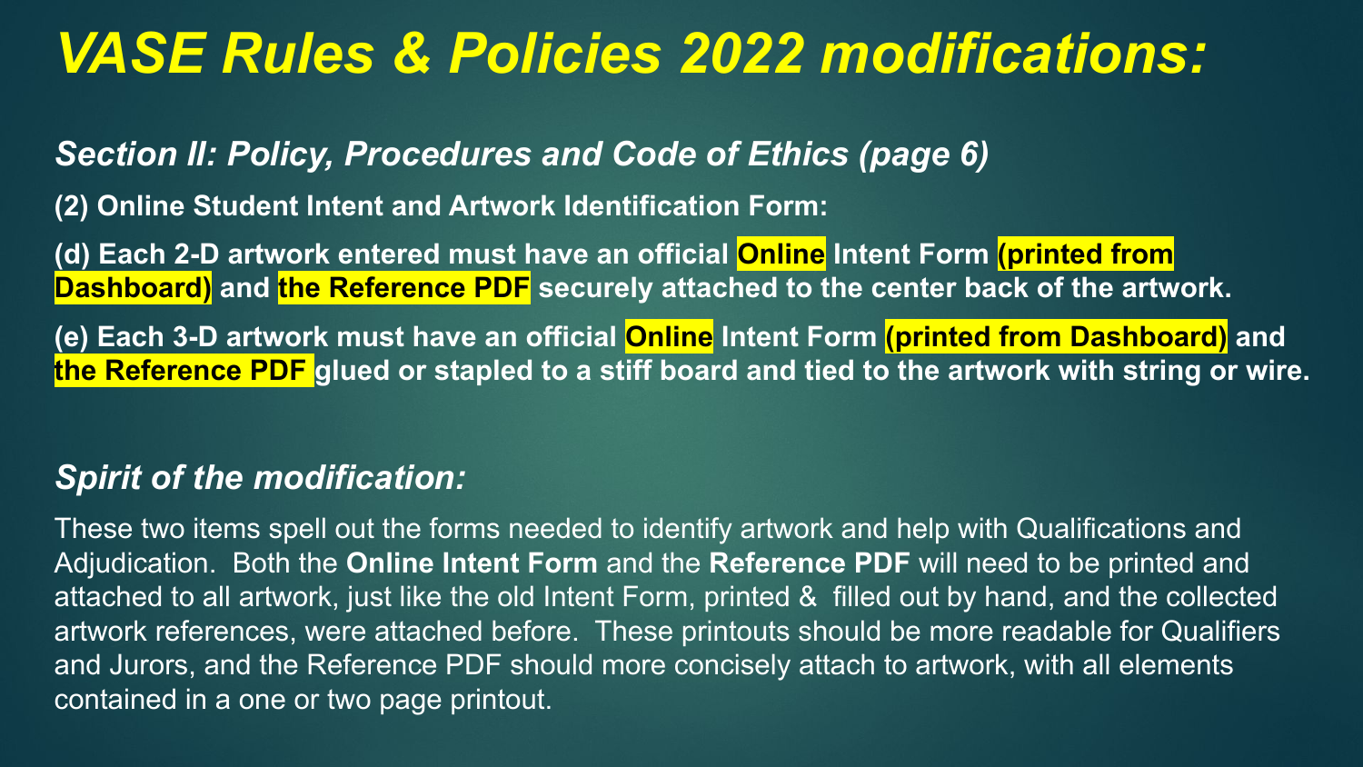# *VASE Rules & Policies 2022 modifications:*

## *Section II: Policy, Procedures and Code of Ethics (page 6)*

**(2) Online Student Intent and Artwork Identification Form:**

**(d) Each 2-D artwork entered must have an official Online Intent Form (printed from Dashboard) and the Reference PDF securely attached to the center back of the artwork.**

**(e) Each 3-D artwork must have an official Online Intent Form (printed from Dashboard) and the Reference PDF glued or stapled to a stiff board and tied to the artwork with string or wire.**

## *Spirit of the modification:*

These two items spell out the forms needed to identify artwork and help with Qualifications and Adjudication. Both the **Online Intent Form** and the **Reference PDF** will need to be printed and attached to all artwork, just like the old Intent Form, printed & filled out by hand, and the collected artwork references, were attached before. These printouts should be more readable for Qualifiers and Jurors, and the Reference PDF should more concisely attach to artwork, with all elements contained in a one or two page printout.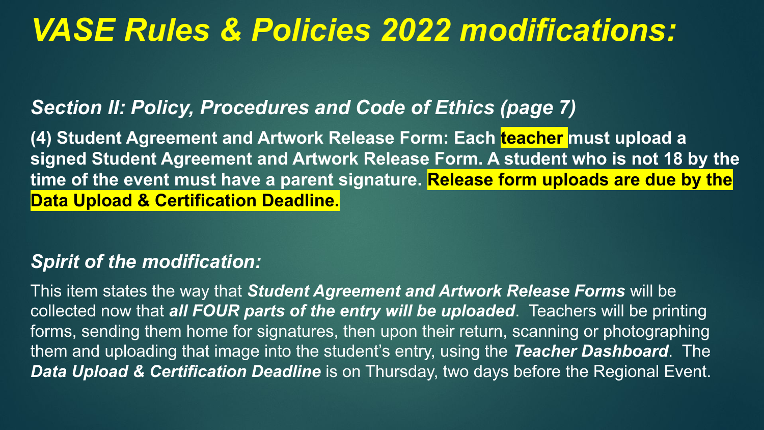# *VASE Rules & Policies 2022 modifications:*

### *Section II: Policy, Procedures and Code of Ethics (page 7)*

**(4) Student Agreement and Artwork Release Form: Each teacher must upload a signed Student Agreement and Artwork Release Form. A student who is not 18 by the time of the event must have a parent signature. Release form uploads are due by the Data Upload & Certification Deadline.**

### *Spirit of the modification:*

This item states the way that ***Student Agreement and Artwork Release Forms*** will be collected now that ***all FOUR parts of the entry will be uploaded***. Teachers will be printing forms, sending them home for signatures, then upon their return, scanning or photographing them and uploading that image into the student's entry, using the ***Teacher Dashboard***. The ***Data Upload & Certification Deadline*** is on Thursday, two days before the Regional Event.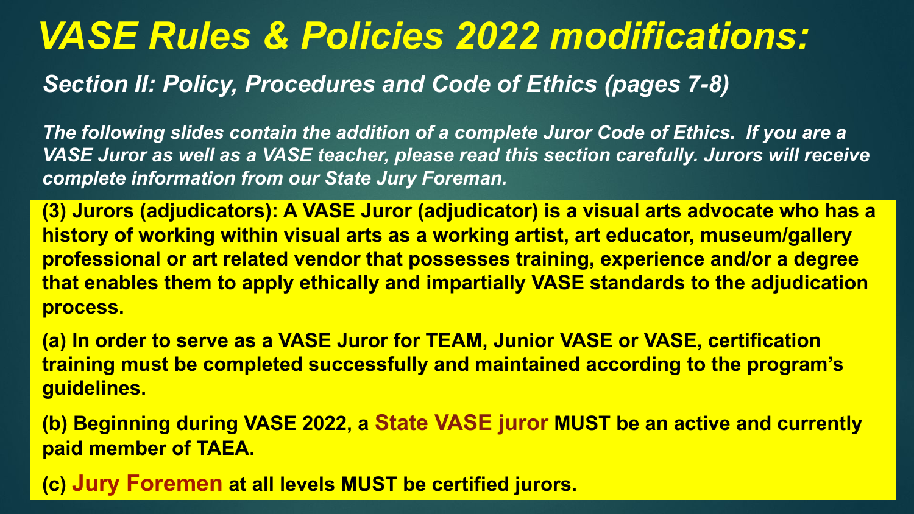# *VASE Rules & Policies 2022 modifications:*

## *Section II: Policy, Procedures and Code of Ethics (pages 7-8)*

***The following slides contain the addition of a complete Juror Code of Ethics. If you are a VASE Juror as well as a VASE teacher, please read this section carefully. Jurors will receive complete information from our State Jury Foreman.***

**(3) Jurors (adjudicators): A VASE Juror (adjudicator) is a visual arts advocate who has a history of working within visual arts as a working artist, art educator, museum/gallery professional or art related vendor that possesses training, experience and/or a degree that enables them to apply ethically and impartially VASE standards to the adjudication process.**

**(a) In order to serve as a VASE Juror for TEAM, Junior VASE or VASE, certification training must be completed successfully and maintained according to the program's guidelines.**

**(b) Beginning during VASE 2022, a State VASE juror MUST be an active and currently paid member of TAEA.**

**(c) Jury Foremen at all levels MUST be certified jurors.**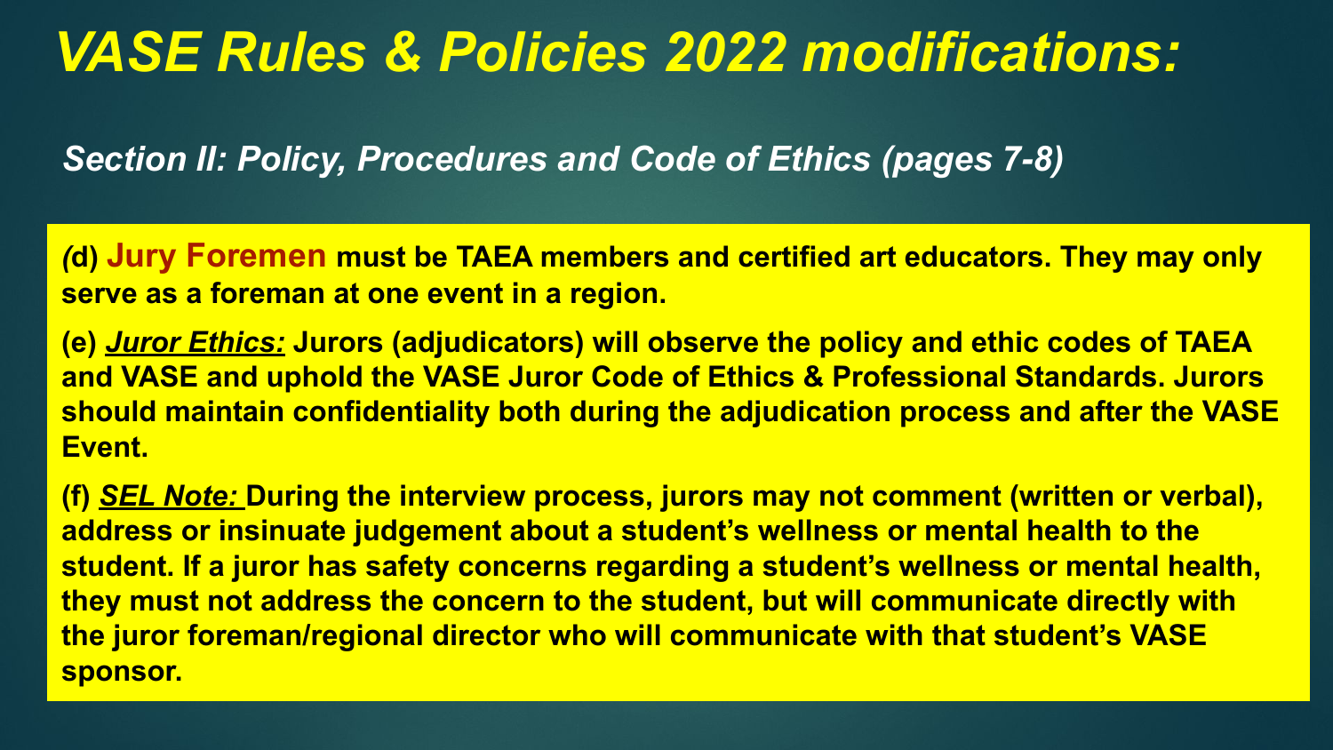# *VASE Rules & Policies 2022 modifications:*

## *Section II: Policy, Procedures and Code of Ethics (pages 7-8)*

**(d) Jury Foremen must be TAEA members and certified art educators. They may only serve as a foreman at one event in a region.**

**(e) *Juror Ethics:* Jurors (adjudicators) will observe the policy and ethic codes of TAEA and VASE and uphold the VASE Juror Code of Ethics & Professional Standards. Jurors should maintain confidentiality both during the adjudication process and after the VASE Event.**

**(f) *SEL Note:* During the interview process, jurors may not comment (written or verbal), address or insinuate judgement about a student's wellness or mental health to the student. If a juror has safety concerns regarding a student's wellness or mental health, they must not address the concern to the student, but will communicate directly with the juror foreman/regional director who will communicate with that student's VASE sponsor.**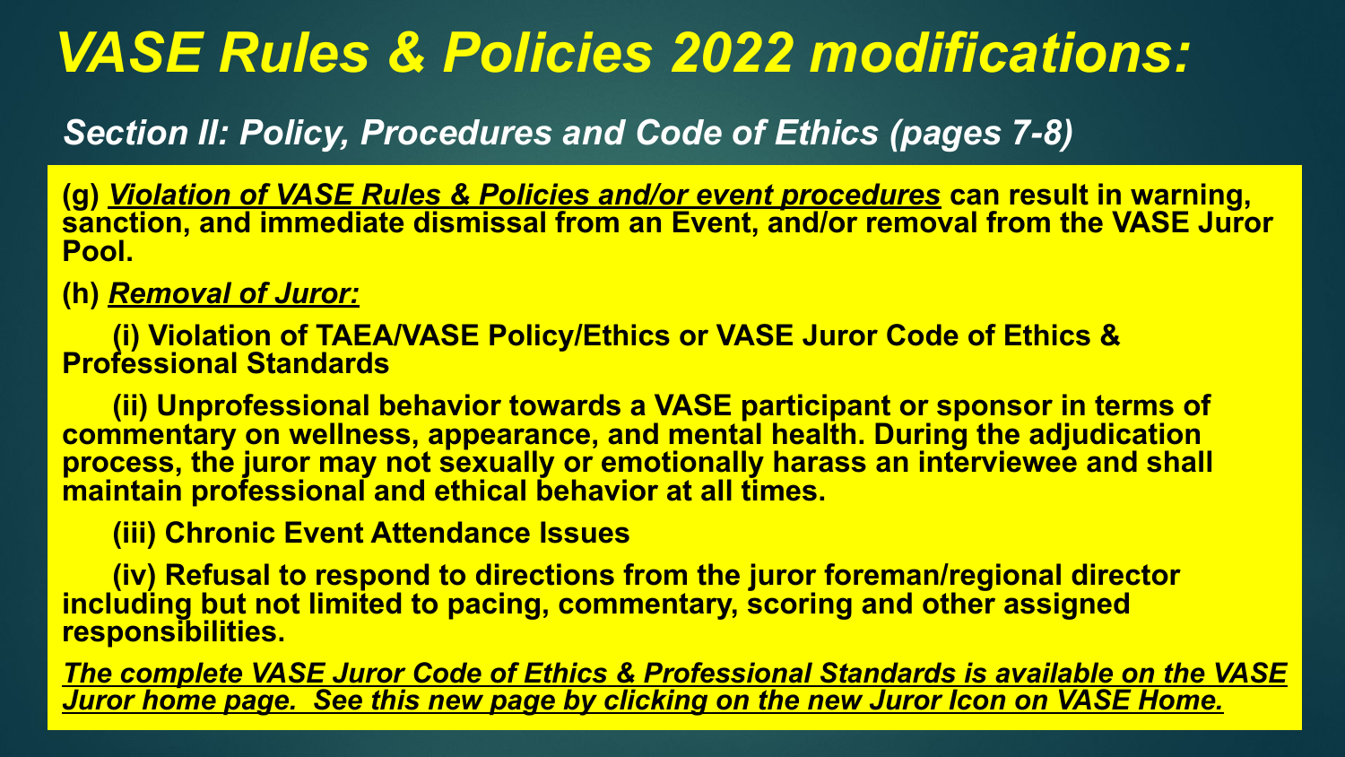# *VASE Rules & Policies 2022 modifications:*

## *Section II: Policy, Procedures and Code of Ethics (pages 7-8)*

**(g) *Violation of VASE Rules & Policies and/or event procedures* can result in warning, sanction, and immediate dismissal from an Event, and/or removal from the VASE Juror Pool.**

**(h) *Removal of Juror:***

**(i) Violation of TAEA/VASE Policy/Ethics or VASE Juror Code of Ethics & Professional Standards**

**(ii) Unprofessional behavior towards a VASE participant or sponsor in terms of commentary on wellness, appearance, and mental health. During the adjudication process, the juror may not sexually or emotionally harass an interviewee and shall maintain professional and ethical behavior at all times.**

**(iii) Chronic Event Attendance Issues**

**(iv) Refusal to respond to directions from the juror foreman/regional director including but not limited to pacing, commentary, scoring and other assigned responsibilities.**

***The complete VASE Juror Code of Ethics & Professional Standards is available on the VASE Juror home page. See this new page by clicking on the new Juror Icon on VASE Home.***